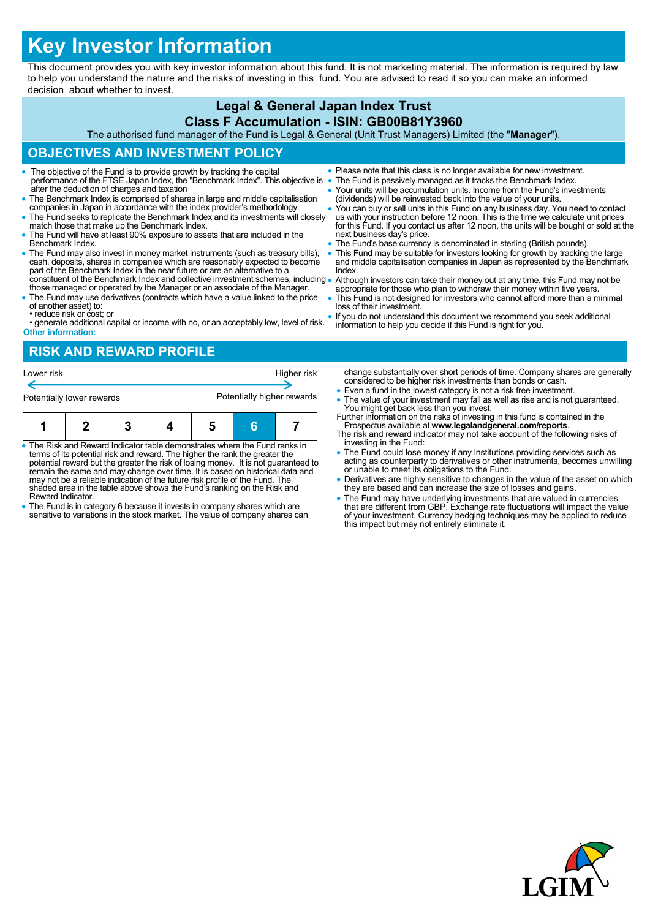# Key Investor Information

This document provides you with key investor information about this fund. It is not marketing material. The information is required by law to help you understand the nature and the risks of investing in this fund. You are advised to read it so you can make an informed decision about whether to invest.

**Legal & General Japan Index Trust**

**Class F Accumulation - ISIN: GB00B81Y3960**

The authorised fund manager of the Fund is Legal & General (Unit Trust Managers) Limited (the "**Manager**").

## OBJECTIVES AND INVESTMENT POLICY

- The objective of the Fund is to provide growth by tracking the capital performance of the FTSE Japan Index, the "Benchmark Index". This objective is after the deduction of charges and taxation
- The Benchmark Index is comprised of shares in large and middle capitalisation companies in Japan in accordance with the index provider's methodology.
- The Fund seeks to replicate the Benchmark Index and its investments will closely match those that make up the Benchmark Index.
- The Fund will have at least 90% exposure to assets that are included in the Benchmark Index.
- The Fund may also invest in money market instruments (such as treasury bills), cash, deposits, shares in companies which are reasonably expected to become part of the Benchmark Index in the near future or are an alternative to a constituent of the Benchmark Index and collective investment schemes, including those managed or operated by the Manager or an associate of the Manager.
- The Fund may use derivatives (contracts which have a value linked to the price of another asset) to:
  • reduce risk or cost; or
  • generate additional capital or income with no, or an acceptably low, level of risk.

**Other information:**

- Please note that this class is no longer available for new investment.
- The Fund is passively managed as it tracks the Benchmark Index.
- Your units will be accumulation units. Income from the Fund's investments (dividends) will be reinvested back into the value of your units.
- You can buy or sell units in this Fund on any business day. You need to contact us with your instruction before 12 noon. This is the time we calculate unit prices for this Fund. If you contact us after 12 noon, the units will be bought or sold at the next business day's price.
- The Fund's base currency is denominated in sterling (British pounds).
- This Fund may be suitable for investors looking for growth by tracking the large and middle capitalisation companies in Japan as represented by the Benchmark Index.
- Although investors can take their money out at any time, this Fund may not be appropriate for those who plan to withdraw their money within five years.
- This Fund is not designed for investors who cannot afford more than a minimal loss of their investment.
- If you do not understand this document we recommend you seek additional information to help you decide if this Fund is right for you.

## RISK AND REWARD PROFILE

| Lower risk | | | | | | Higher risk |
|---|---|---|---|---|---|---|
| Potentially lower rewards | | | | | | Potentially higher rewards |
| 1 | 2 | 3 | 4 | 5 | **6** | 7 |

- The Risk and Reward Indicator table demonstrates where the Fund ranks in terms of its potential risk and reward. The higher the rank the greater the potential reward but the greater the risk of losing money. It is not guaranteed to remain the same and may change over time. It is based on historical data and may not be a reliable indication of the future risk profile of the Fund. The shaded area in the table above shows the Fund's ranking on the Risk and Reward Indicator.
- The Fund is in category 6 because it invests in company shares which are sensitive to variations in the stock market. The value of company shares can change substantially over short periods of time. Company shares are generally considered to be higher risk investments than bonds or cash.
- Even a fund in the lowest category is not a risk free investment.
- The value of your investment may fall as well as rise and is not guaranteed. You might get back less than you invest.

Further information on the risks of investing in this fund is contained in the Prospectus available at **www.legalandgeneral.com/reports**.

The risk and reward indicator may not take account of the following risks of investing in the Fund:

- The Fund could lose money if any institutions providing services such as acting as counterparty to derivatives or other instruments, becomes unwilling or unable to meet its obligations to the Fund.
- Derivatives are highly sensitive to changes in the value of the asset on which they are based and can increase the size of losses and gains.
- The Fund may have underlying investments that are valued in currencies that are different from GBP. Exchange rate fluctuations will impact the value of your investment. Currency hedging techniques may be applied to reduce this impact but may not entirely eliminate it.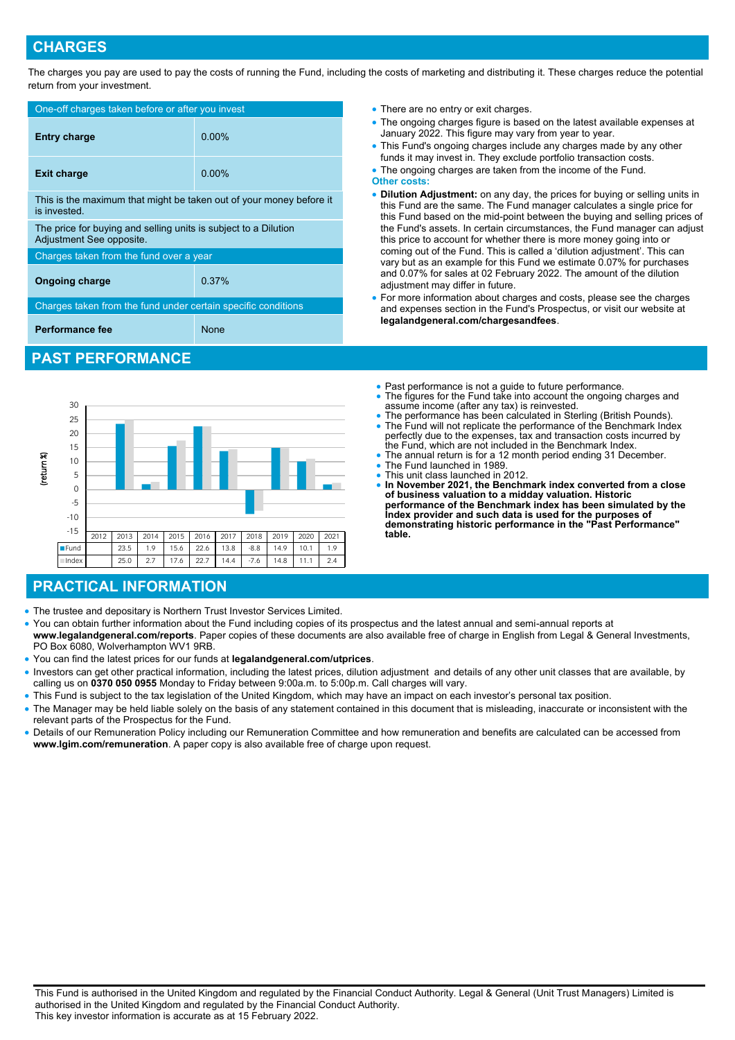## CHARGES

The charges you pay are used to pay the costs of running the Fund, including the costs of marketing and distributing it. These charges reduce the potential return from your investment.

| One-off charges taken before or after you invest | |
|---|---|
| **Entry charge** | 0.00% |
| **Exit charge** | 0.00% |
| This is the maximum that might be taken out of your money before it is invested. | |
| The price for buying and selling units is subject to a Dilution Adjustment See opposite. | |
| Charges taken from the fund over a year | |
| **Ongoing charge** | 0.37% |
| Charges taken from the fund under certain specific conditions | |
| **Performance fee** | None |

- There are no entry or exit charges.
- The ongoing charges figure is based on the latest available expenses at January 2022. This figure may vary from year to year.
- This Fund's ongoing charges include any charges made by any other funds it may invest in. They exclude portfolio transaction costs.
- The ongoing charges are taken from the income of the Fund.

**Other costs:**

- **Dilution Adjustment:** on any day, the prices for buying or selling units in this Fund are the same. The Fund manager calculates a single price for this Fund based on the mid-point between the buying and selling prices of the Fund's assets. In certain circumstances, the Fund manager can adjust this price to account for whether there is more money going into or coming out of the Fund. This is called a 'dilution adjustment'. This can vary but as an example for this Fund we estimate 0.07% for purchases and 0.07% for sales at 02 February 2022. The amount of the dilution adjustment may differ in future.
- For more information about charges and costs, please see the charges and expenses section in the Fund's Prospectus, or visit our website at **legalandgeneral.com/chargesandfees**.

## PAST PERFORMANCE

(return %)

30, 25, 20, 15, 10, 5, 0, -5, -10, -15

| | 2012 | 2013 | 2014 | 2015 | 2016 | 2017 | 2018 | 2019 | 2020 | 2021 |
|---|---|---|---|---|---|---|---|---|---|---|
| Fund | | 23.5 | 1.9 | 15.6 | 22.6 | 13.8 | -8.8 | 14.9 | 10.1 | 1.9 |
| Index | | 25.0 | 2.7 | 17.6 | 22.7 | 14.4 | -7.6 | 14.8 | 11.1 | 2.4 |

- Past performance is not a guide to future performance.
- The figures for the Fund take into account the ongoing charges and assume income (after any tax) is reinvested.
- The performance has been calculated in Sterling (British Pounds).
- The Fund will not replicate the performance of the Benchmark Index perfectly due to the expenses, tax and transaction costs incurred by the Fund, which are not included in the Benchmark Index.
- The annual return is for a 12 month period ending 31 December.
- The Fund launched in 1989.
- This unit class launched in 2012.
- **In November 2021, the Benchmark index converted from a close of business valuation to a midday valuation. Historic performance of the Benchmark index has been simulated by the Index provider and such data is used for the purposes of demonstrating historic performance in the "Past Performance" table.**

## PRACTICAL INFORMATION

- The trustee and depositary is Northern Trust Investor Services Limited.
- You can obtain further information about the Fund including copies of its prospectus and the latest annual and semi-annual reports at **www.legalandgeneral.com/reports**. Paper copies of these documents are also available free of charge in English from Legal & General Investments, PO Box 6080, Wolverhampton WV1 9RB.
- You can find the latest prices for our funds at **legalandgeneral.com/utprices**.
- Investors can get other practical information, including the latest prices, dilution adjustment and details of any other unit classes that are available, by calling us on **0370 050 0955** Monday to Friday between 9:00a.m. to 5:00p.m. Call charges will vary.
- This Fund is subject to the tax legislation of the United Kingdom, which may have an impact on each investor's personal tax position.
- The Manager may be held liable solely on the basis of any statement contained in this document that is misleading, inaccurate or inconsistent with the relevant parts of the Prospectus for the Fund.
- Details of our Remuneration Policy including our Remuneration Committee and how remuneration and benefits are calculated can be accessed from **www.lgim.com/remuneration**. A paper copy is also available free of charge upon request.

This Fund is authorised in the United Kingdom and regulated by the Financial Conduct Authority. Legal & General (Unit Trust Managers) Limited is authorised in the United Kingdom and regulated by the Financial Conduct Authority.
This key investor information is accurate as at 15 February 2022.